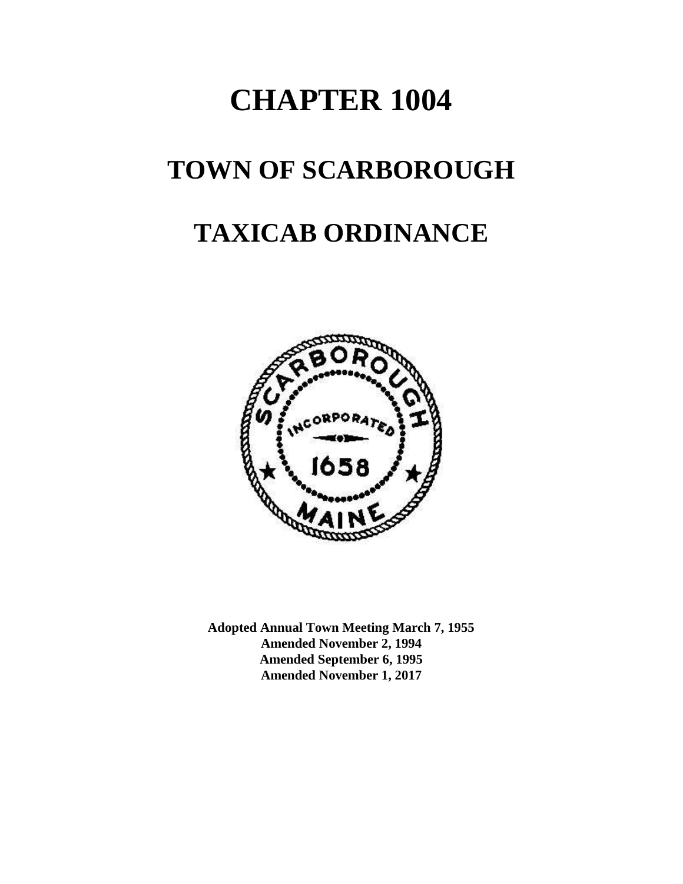# CHAPTER 1004

# TOWN OF SCARBOROUGH

# TAXICAB ORDINANCE

**Adopted Annual Town Meeting March 7, 1955**
**Amended November 2, 1994**
**Amended September 6, 1995**
**Amended November 1, 2017**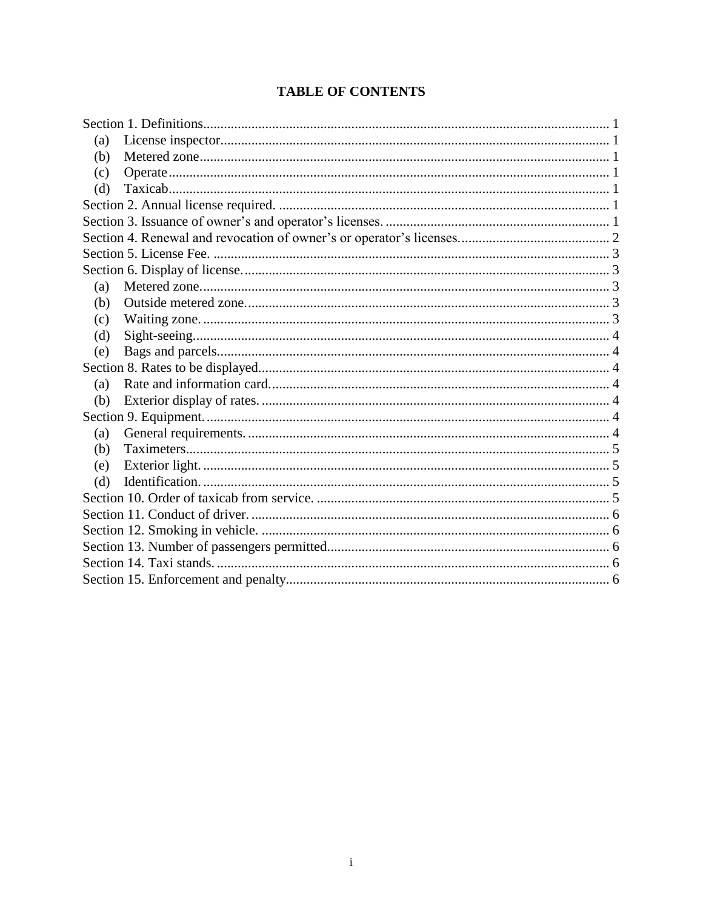# TABLE OF CONTENTS

Section 1. Definitions ..... 1
  (a) License inspector ..... 1
  (b) Metered zone ..... 1
  (c) Operate ..... 1
  (d) Taxicab ..... 1
Section 2. Annual license required. ..... 1
Section 3. Issuance of owner's and operator's licenses. ..... 1
Section 4. Renewal and revocation of owner's or operator's licenses. ..... 2
Section 5. License Fee. ..... 3
Section 6. Display of license. ..... 3
  (a) Metered zone. ..... 3
  (b) Outside metered zone. ..... 3
  (c) Waiting zone. ..... 3
  (d) Sight-seeing. ..... 4
  (e) Bags and parcels. ..... 4
Section 8. Rates to be displayed. ..... 4
  (a) Rate and information card. ..... 4
  (b) Exterior display of rates. ..... 4
Section 9. Equipment. ..... 4
  (a) General requirements. ..... 4
  (b) Taximeters ..... 5
  (e) Exterior light. ..... 5
  (d) Identification. ..... 5
Section 10. Order of taxicab from service. ..... 5
Section 11. Conduct of driver. ..... 6
Section 12. Smoking in vehicle. ..... 6
Section 13. Number of passengers permitted. ..... 6
Section 14. Taxi stands. ..... 6
Section 15. Enforcement and penalty. ..... 6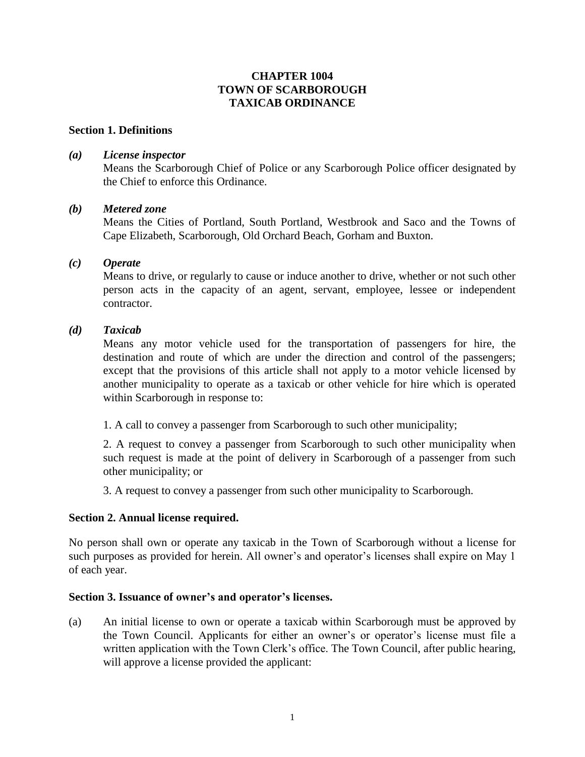# CHAPTER 1004
# TOWN OF SCARBOROUGH
# TAXICAB ORDINANCE

## Section 1. Definitions

***(a) License inspector***

Means the Scarborough Chief of Police or any Scarborough Police officer designated by the Chief to enforce this Ordinance.

***(b) Metered zone***

Means the Cities of Portland, South Portland, Westbrook and Saco and the Towns of Cape Elizabeth, Scarborough, Old Orchard Beach, Gorham and Buxton.

***(c) Operate***

Means to drive, or regularly to cause or induce another to drive, whether or not such other person acts in the capacity of an agent, servant, employee, lessee or independent contractor.

***(d) Taxicab***

Means any motor vehicle used for the transportation of passengers for hire, the destination and route of which are under the direction and control of the passengers; except that the provisions of this article shall not apply to a motor vehicle licensed by another municipality to operate as a taxicab or other vehicle for hire which is operated within Scarborough in response to:

1. A call to convey a passenger from Scarborough to such other municipality;

2. A request to convey a passenger from Scarborough to such other municipality when such request is made at the point of delivery in Scarborough of a passenger from such other municipality; or

3. A request to convey a passenger from such other municipality to Scarborough.

## Section 2. Annual license required.

No person shall own or operate any taxicab in the Town of Scarborough without a license for such purposes as provided for herein. All owner's and operator's licenses shall expire on May 1 of each year.

## Section 3. Issuance of owner's and operator's licenses.

(a) An initial license to own or operate a taxicab within Scarborough must be approved by the Town Council. Applicants for either an owner's or operator's license must file a written application with the Town Clerk's office. The Town Council, after public hearing, will approve a license provided the applicant: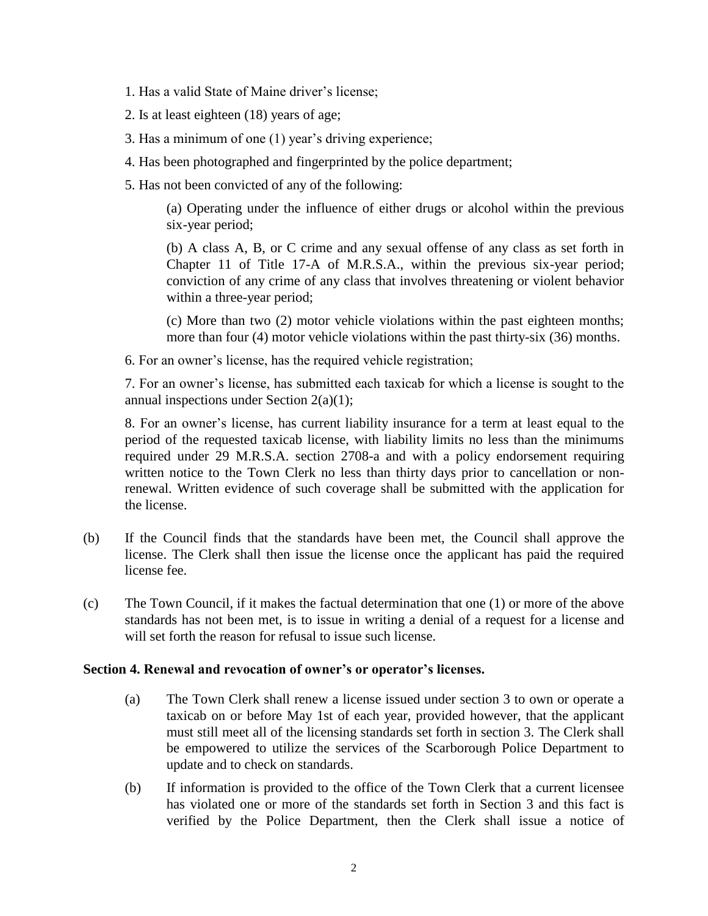1. Has a valid State of Maine driver's license;

2. Is at least eighteen (18) years of age;

3. Has a minimum of one (1) year's driving experience;

4. Has been photographed and fingerprinted by the police department;

5. Has not been convicted of any of the following:

   (a) Operating under the influence of either drugs or alcohol within the previous six-year period;

   (b) A class A, B, or C crime and any sexual offense of any class as set forth in Chapter 11 of Title 17-A of M.R.S.A., within the previous six-year period; conviction of any crime of any class that involves threatening or violent behavior within a three-year period;

   (c) More than two (2) motor vehicle violations within the past eighteen months; more than four (4) motor vehicle violations within the past thirty-six (36) months.

6. For an owner's license, has the required vehicle registration;

7. For an owner's license, has submitted each taxicab for which a license is sought to the annual inspections under Section 2(a)(1);

8. For an owner's license, has current liability insurance for a term at least equal to the period of the requested taxicab license, with liability limits no less than the minimums required under 29 M.R.S.A. section 2708-a and with a policy endorsement requiring written notice to the Town Clerk no less than thirty days prior to cancellation or non-renewal. Written evidence of such coverage shall be submitted with the application for the license.

(b) If the Council finds that the standards have been met, the Council shall approve the license. The Clerk shall then issue the license once the applicant has paid the required license fee.

(c) The Town Council, if it makes the factual determination that one (1) or more of the above standards has not been met, is to issue in writing a denial of a request for a license and will set forth the reason for refusal to issue such license.

**Section 4. Renewal and revocation of owner's or operator's licenses.**

(a) The Town Clerk shall renew a license issued under section 3 to own or operate a taxicab on or before May 1st of each year, provided however, that the applicant must still meet all of the licensing standards set forth in section 3. The Clerk shall be empowered to utilize the services of the Scarborough Police Department to update and to check on standards.

(b) If information is provided to the office of the Town Clerk that a current licensee has violated one or more of the standards set forth in Section 3 and this fact is verified by the Police Department, then the Clerk shall issue a notice of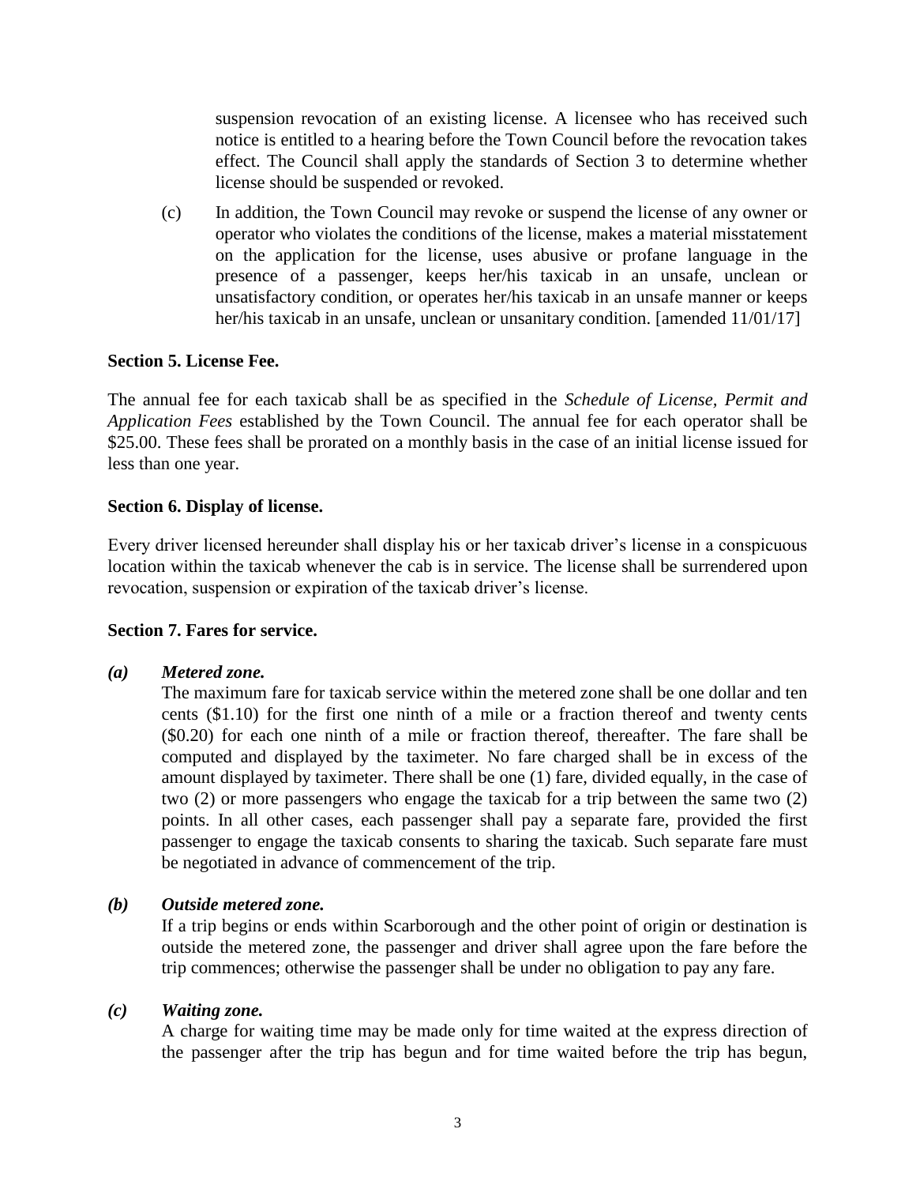suspension revocation of an existing license. A licensee who has received such notice is entitled to a hearing before the Town Council before the revocation takes effect. The Council shall apply the standards of Section 3 to determine whether license should be suspended or revoked.

(c) In addition, the Town Council may revoke or suspend the license of any owner or operator who violates the conditions of the license, makes a material misstatement on the application for the license, uses abusive or profane language in the presence of a passenger, keeps her/his taxicab in an unsafe, unclean or unsatisfactory condition, or operates her/his taxicab in an unsafe manner or keeps her/his taxicab in an unsafe, unclean or unsanitary condition. [amended 11/01/17]

**Section 5. License Fee.**

The annual fee for each taxicab shall be as specified in the *Schedule of License, Permit and Application Fees* established by the Town Council. The annual fee for each operator shall be $25.00. These fees shall be prorated on a monthly basis in the case of an initial license issued for less than one year.

**Section 6. Display of license.**

Every driver licensed hereunder shall display his or her taxicab driver's license in a conspicuous location within the taxicab whenever the cab is in service. The license shall be surrendered upon revocation, suspension or expiration of the taxicab driver's license.

**Section 7. Fares for service.**

***(a) Metered zone.***

The maximum fare for taxicab service within the metered zone shall be one dollar and ten cents ($1.10) for the first one ninth of a mile or a fraction thereof and twenty cents ($0.20) for each one ninth of a mile or fraction thereof, thereafter. The fare shall be computed and displayed by the taximeter. No fare charged shall be in excess of the amount displayed by taximeter. There shall be one (1) fare, divided equally, in the case of two (2) or more passengers who engage the taxicab for a trip between the same two (2) points. In all other cases, each passenger shall pay a separate fare, provided the first passenger to engage the taxicab consents to sharing the taxicab. Such separate fare must be negotiated in advance of commencement of the trip.

***(b) Outside metered zone.***

If a trip begins or ends within Scarborough and the other point of origin or destination is outside the metered zone, the passenger and driver shall agree upon the fare before the trip commences; otherwise the passenger shall be under no obligation to pay any fare.

***(c) Waiting zone.***

A charge for waiting time may be made only for time waited at the express direction of the passenger after the trip has begun and for time waited before the trip has begun,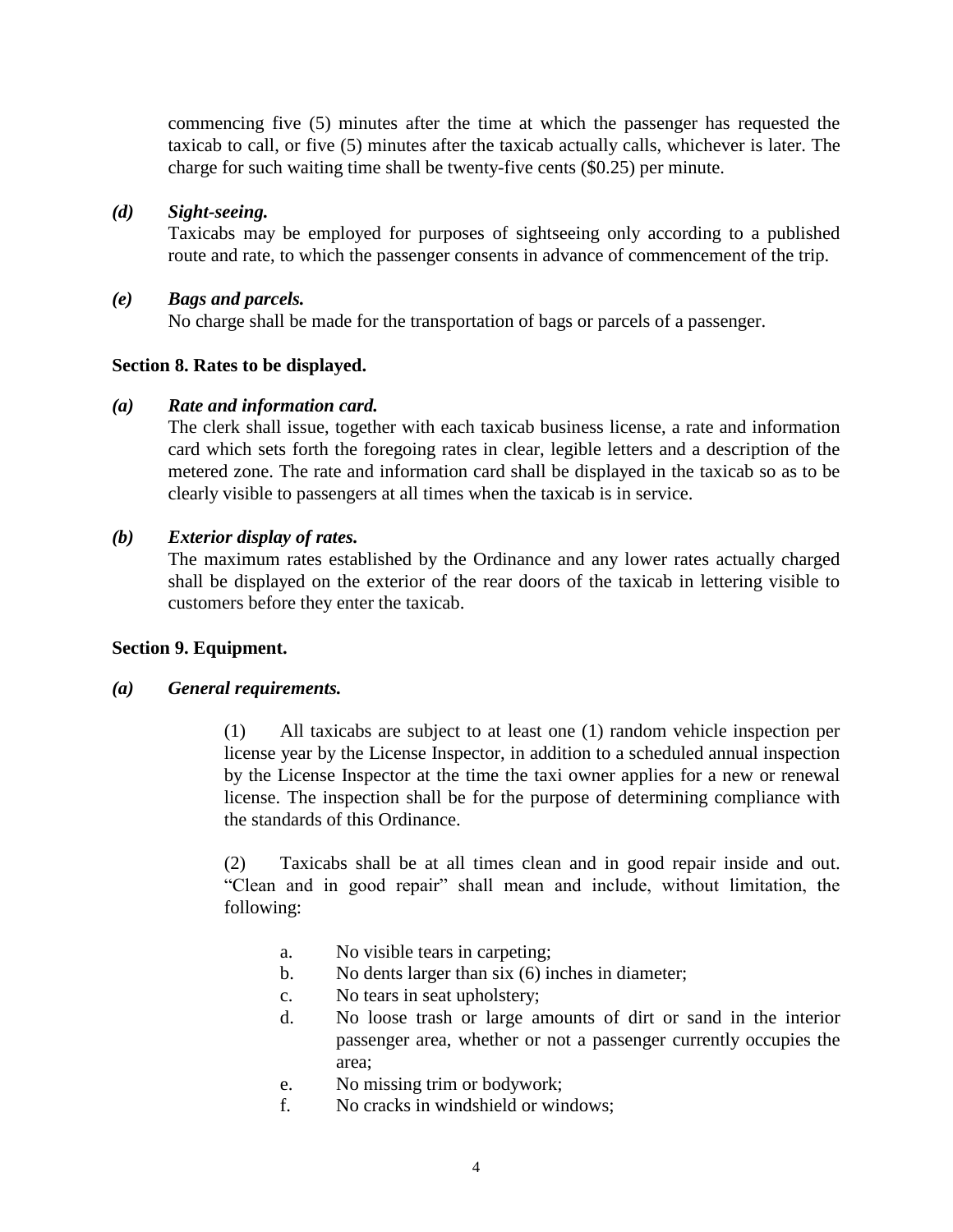commencing five (5) minutes after the time at which the passenger has requested the taxicab to call, or five (5) minutes after the taxicab actually calls, whichever is later. The charge for such waiting time shall be twenty-five cents ($0.25) per minute.

***(d) Sight-seeing.***

Taxicabs may be employed for purposes of sightseeing only according to a published route and rate, to which the passenger consents in advance of commencement of the trip.

***(e) Bags and parcels.***

No charge shall be made for the transportation of bags or parcels of a passenger.

**Section 8. Rates to be displayed.**

***(a) Rate and information card.***

The clerk shall issue, together with each taxicab business license, a rate and information card which sets forth the foregoing rates in clear, legible letters and a description of the metered zone. The rate and information card shall be displayed in the taxicab so as to be clearly visible to passengers at all times when the taxicab is in service.

***(b) Exterior display of rates.***

The maximum rates established by the Ordinance and any lower rates actually charged shall be displayed on the exterior of the rear doors of the taxicab in lettering visible to customers before they enter the taxicab.

**Section 9. Equipment.**

***(a) General requirements.***

(1) All taxicabs are subject to at least one (1) random vehicle inspection per license year by the License Inspector, in addition to a scheduled annual inspection by the License Inspector at the time the taxi owner applies for a new or renewal license. The inspection shall be for the purpose of determining compliance with the standards of this Ordinance.

(2) Taxicabs shall be at all times clean and in good repair inside and out. "Clean and in good repair" shall mean and include, without limitation, the following:

a. No visible tears in carpeting;
b. No dents larger than six (6) inches in diameter;
c. No tears in seat upholstery;
d. No loose trash or large amounts of dirt or sand in the interior passenger area, whether or not a passenger currently occupies the area;
e. No missing trim or bodywork;
f. No cracks in windshield or windows;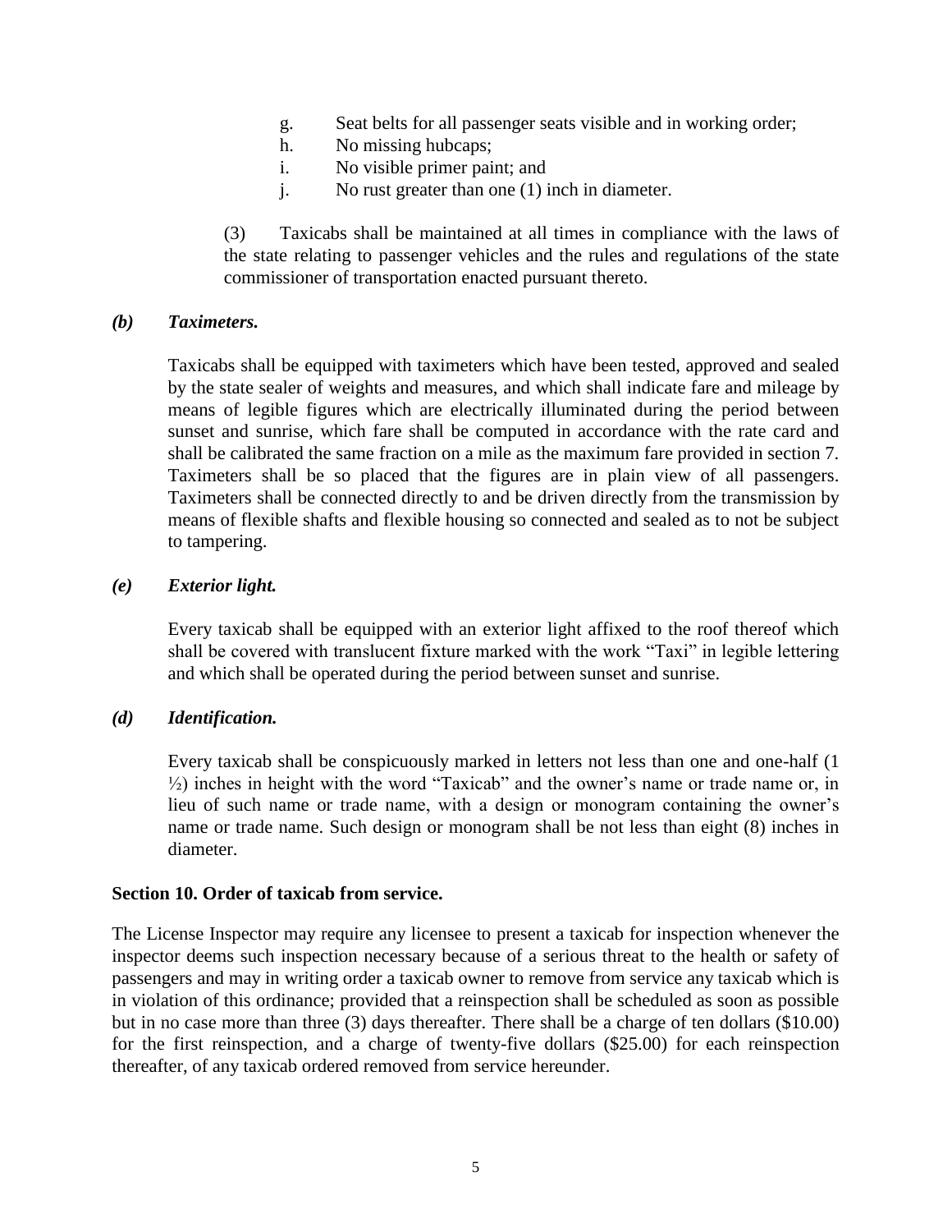g. Seat belts for all passenger seats visible and in working order;
h. No missing hubcaps;
i. No visible primer paint; and
j. No rust greater than one (1) inch in diameter.

(3) Taxicabs shall be maintained at all times in compliance with the laws of the state relating to passenger vehicles and the rules and regulations of the state commissioner of transportation enacted pursuant thereto.

***(b) Taximeters.***

Taxicabs shall be equipped with taximeters which have been tested, approved and sealed by the state sealer of weights and measures, and which shall indicate fare and mileage by means of legible figures which are electrically illuminated during the period between sunset and sunrise, which fare shall be computed in accordance with the rate card and shall be calibrated the same fraction on a mile as the maximum fare provided in section 7. Taximeters shall be so placed that the figures are in plain view of all passengers. Taximeters shall be connected directly to and be driven directly from the transmission by means of flexible shafts and flexible housing so connected and sealed as to not be subject to tampering.

***(e) Exterior light.***

Every taxicab shall be equipped with an exterior light affixed to the roof thereof which shall be covered with translucent fixture marked with the work "Taxi" in legible lettering and which shall be operated during the period between sunset and sunrise.

***(d) Identification.***

Every taxicab shall be conspicuously marked in letters not less than one and one-half (1 ½) inches in height with the word "Taxicab" and the owner's name or trade name or, in lieu of such name or trade name, with a design or monogram containing the owner's name or trade name. Such design or monogram shall be not less than eight (8) inches in diameter.

**Section 10. Order of taxicab from service.**

The License Inspector may require any licensee to present a taxicab for inspection whenever the inspector deems such inspection necessary because of a serious threat to the health or safety of passengers and may in writing order a taxicab owner to remove from service any taxicab which is in violation of this ordinance; provided that a reinspection shall be scheduled as soon as possible but in no case more than three (3) days thereafter. There shall be a charge of ten dollars ($10.00) for the first reinspection, and a charge of twenty-five dollars ($25.00) for each reinspection thereafter, of any taxicab ordered removed from service hereunder.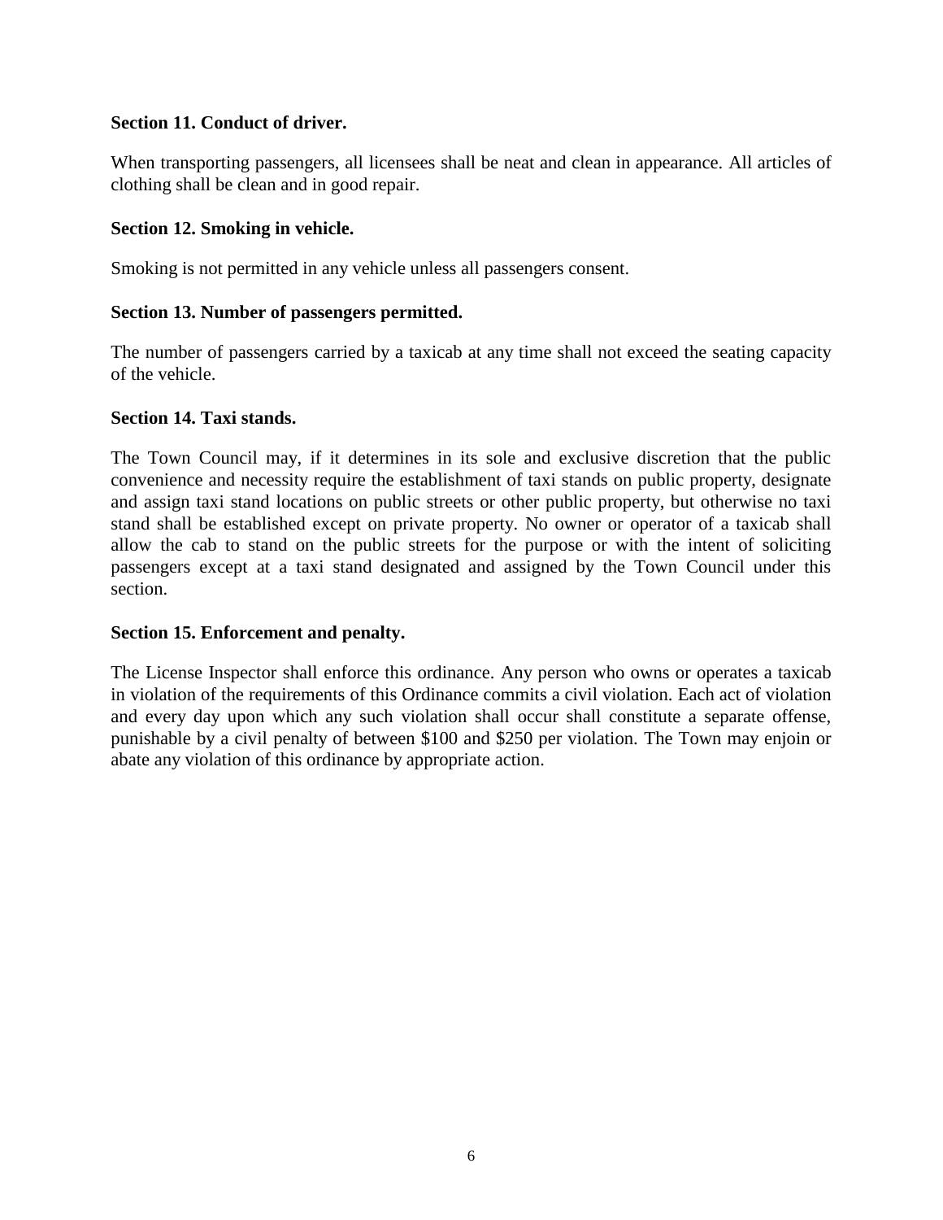**Section 11. Conduct of driver.**

When transporting passengers, all licensees shall be neat and clean in appearance. All articles of clothing shall be clean and in good repair.

**Section 12. Smoking in vehicle.**

Smoking is not permitted in any vehicle unless all passengers consent.

**Section 13. Number of passengers permitted.**

The number of passengers carried by a taxicab at any time shall not exceed the seating capacity of the vehicle.

**Section 14. Taxi stands.**

The Town Council may, if it determines in its sole and exclusive discretion that the public convenience and necessity require the establishment of taxi stands on public property, designate and assign taxi stand locations on public streets or other public property, but otherwise no taxi stand shall be established except on private property. No owner or operator of a taxicab shall allow the cab to stand on the public streets for the purpose or with the intent of soliciting passengers except at a taxi stand designated and assigned by the Town Council under this section.

**Section 15. Enforcement and penalty.**

The License Inspector shall enforce this ordinance. Any person who owns or operates a taxicab in violation of the requirements of this Ordinance commits a civil violation. Each act of violation and every day upon which any such violation shall occur shall constitute a separate offense, punishable by a civil penalty of between $100 and $250 per violation. The Town may enjoin or abate any violation of this ordinance by appropriate action.